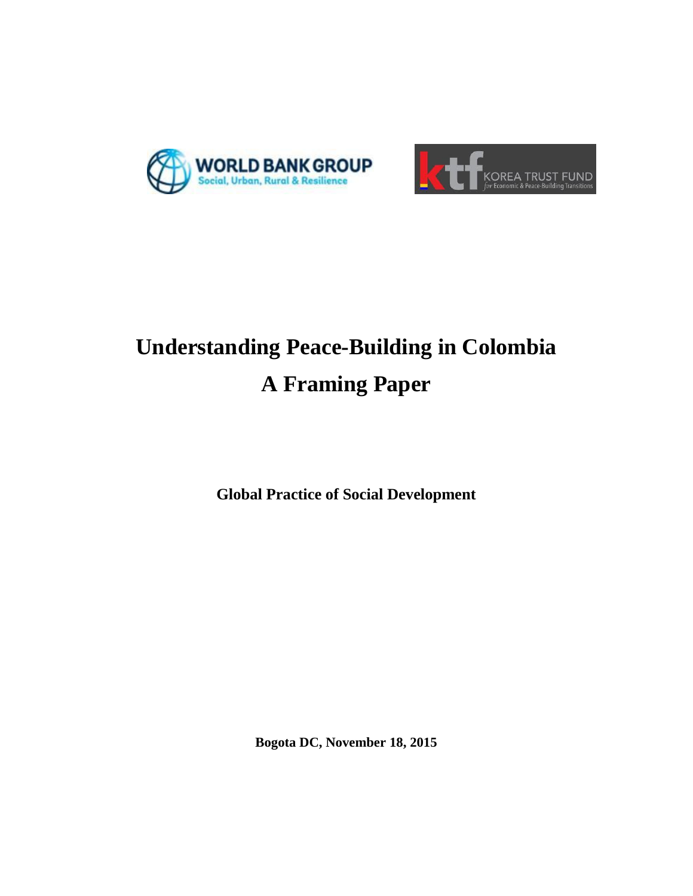WORLD BANK GROUP
Social, Urban, Rural & Resilience

ktf KOREA TRUST FUND
for Economic & Peace-Building Transitions

# Understanding Peace-Building in Colombia
# A Framing Paper

**Global Practice of Social Development**

**Bogota DC, November 18, 2015**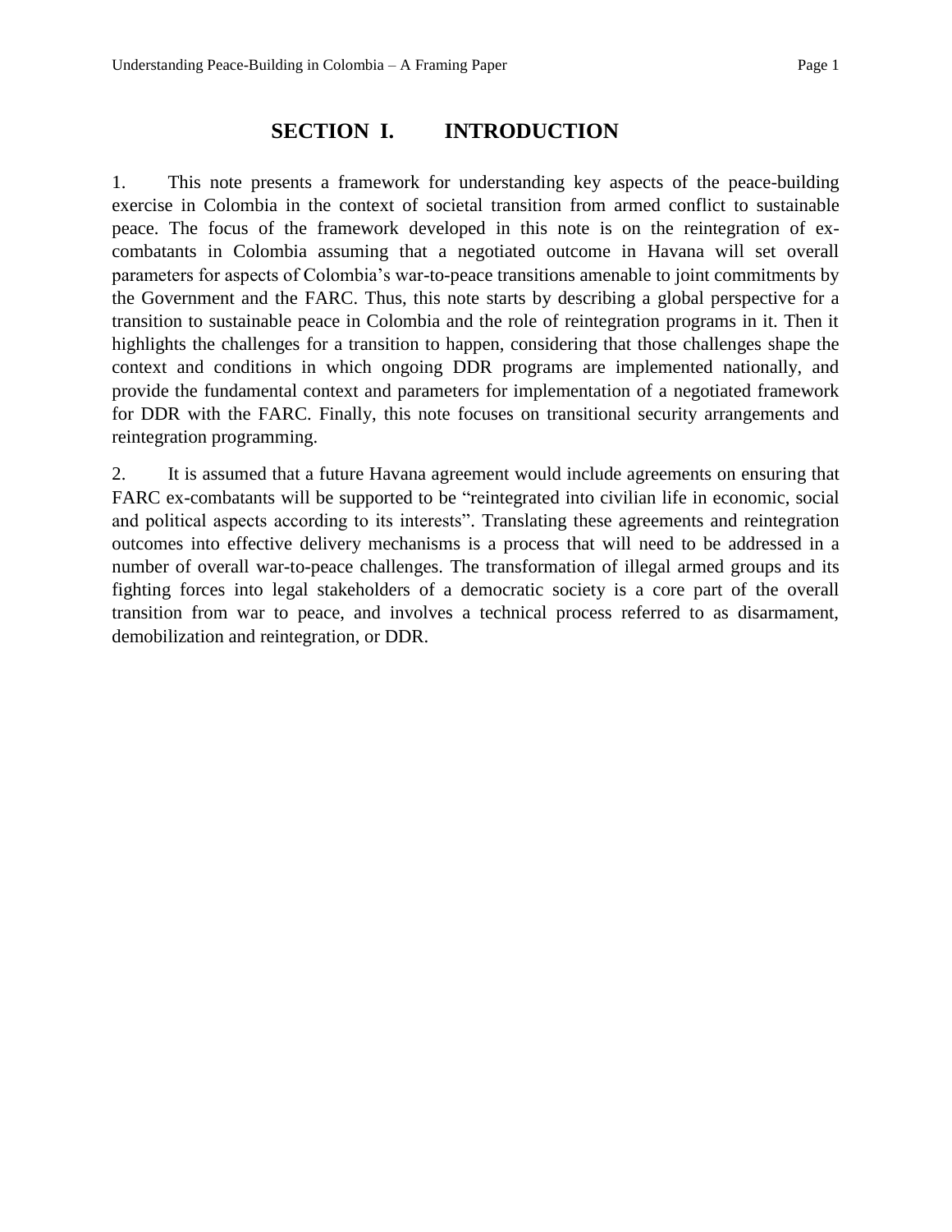# SECTION I. INTRODUCTION

1. This note presents a framework for understanding key aspects of the peace-building exercise in Colombia in the context of societal transition from armed conflict to sustainable peace. The focus of the framework developed in this note is on the reintegration of ex-combatants in Colombia assuming that a negotiated outcome in Havana will set overall parameters for aspects of Colombia's war-to-peace transitions amenable to joint commitments by the Government and the FARC. Thus, this note starts by describing a global perspective for a transition to sustainable peace in Colombia and the role of reintegration programs in it. Then it highlights the challenges for a transition to happen, considering that those challenges shape the context and conditions in which ongoing DDR programs are implemented nationally, and provide the fundamental context and parameters for implementation of a negotiated framework for DDR with the FARC. Finally, this note focuses on transitional security arrangements and reintegration programming.

2. It is assumed that a future Havana agreement would include agreements on ensuring that FARC ex-combatants will be supported to be "reintegrated into civilian life in economic, social and political aspects according to its interests". Translating these agreements and reintegration outcomes into effective delivery mechanisms is a process that will need to be addressed in a number of overall war-to-peace challenges. The transformation of illegal armed groups and its fighting forces into legal stakeholders of a democratic society is a core part of the overall transition from war to peace, and involves a technical process referred to as disarmament, demobilization and reintegration, or DDR.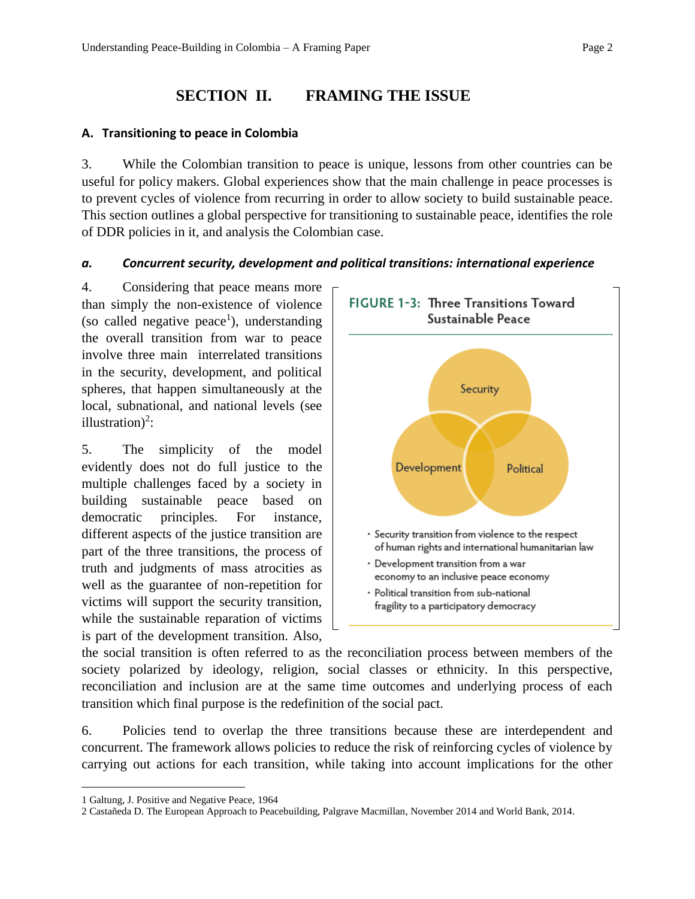# SECTION II. FRAMING THE ISSUE

## A. Transitioning to peace in Colombia

3. While the Colombian transition to peace is unique, lessons from other countries can be useful for policy makers. Global experiences show that the main challenge in peace processes is to prevent cycles of violence from recurring in order to allow society to build sustainable peace. This section outlines a global perspective for transitioning to sustainable peace, identifies the role of DDR policies in it, and analysis the Colombian case.

### *a. Concurrent security, development and political transitions: international experience*

4. Considering that peace means more than simply the non-existence of violence (so called negative peace[1]), understanding the overall transition from war to peace involve three main interrelated transitions in the security, development, and political spheres, that happen simultaneously at the local, subnational, and national levels (see illustration)[2]:

**FIGURE 1-3: Three Transitions Toward Sustainable Peace**

Security

Development

Political

- Security transition from violence to the respect of human rights and international humanitarian law
- Development transition from a war economy to an inclusive peace economy
- Political transition from sub-national fragility to a participatory democracy

5. The simplicity of the model evidently does not do full justice to the multiple challenges faced by a society in building sustainable peace based on democratic principles. For instance, different aspects of the justice transition are part of the three transitions, the process of truth and judgments of mass atrocities as well as the guarantee of non-repetition for victims will support the security transition, while the sustainable reparation of victims is part of the development transition. Also, the social transition is often referred to as the reconciliation process between members of the society polarized by ideology, religion, social classes or ethnicity. In this perspective, reconciliation and inclusion are at the same time outcomes and underlying process of each transition which final purpose is the redefinition of the social pact.

6. Policies tend to overlap the three transitions because these are interdependent and concurrent. The framework allows policies to reduce the risk of reinforcing cycles of violence by carrying out actions for each transition, while taking into account implications for the other

---

1 Galtung, J. Positive and Negative Peace, 1964

2 Castañeda D. The European Approach to Peacebuilding, Palgrave Macmillan, November 2014 and World Bank, 2014.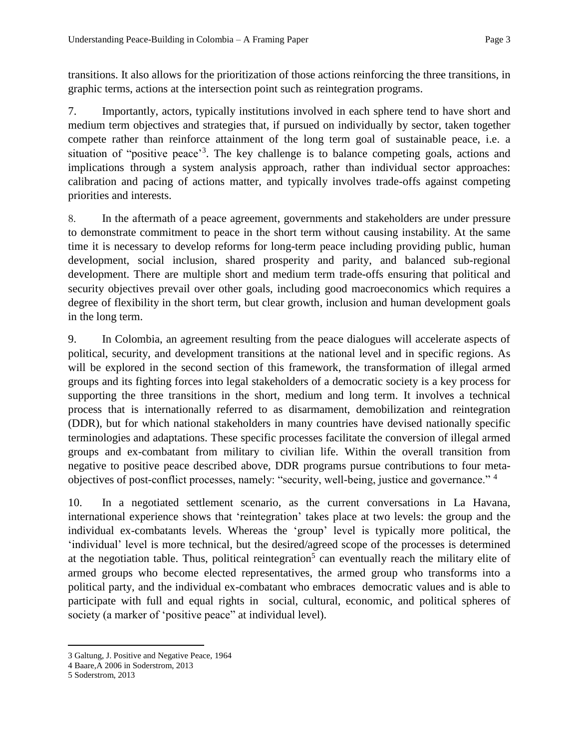transitions. It also allows for the prioritization of those actions reinforcing the three transitions, in graphic terms, actions at the intersection point such as reintegration programs.

7. Importantly, actors, typically institutions involved in each sphere tend to have short and medium term objectives and strategies that, if pursued on individually by sector, taken together compete rather than reinforce attainment of the long term goal of sustainable peace, i.e. a situation of "positive peace'[3]. The key challenge is to balance competing goals, actions and implications through a system analysis approach, rather than individual sector approaches: calibration and pacing of actions matter, and typically involves trade-offs against competing priorities and interests.

8. In the aftermath of a peace agreement, governments and stakeholders are under pressure to demonstrate commitment to peace in the short term without causing instability. At the same time it is necessary to develop reforms for long-term peace including providing public, human development, social inclusion, shared prosperity and parity, and balanced sub-regional development. There are multiple short and medium term trade-offs ensuring that political and security objectives prevail over other goals, including good macroeconomics which requires a degree of flexibility in the short term, but clear growth, inclusion and human development goals in the long term.

9. In Colombia, an agreement resulting from the peace dialogues will accelerate aspects of political, security, and development transitions at the national level and in specific regions. As will be explored in the second section of this framework, the transformation of illegal armed groups and its fighting forces into legal stakeholders of a democratic society is a key process for supporting the three transitions in the short, medium and long term. It involves a technical process that is internationally referred to as disarmament, demobilization and reintegration (DDR), but for which national stakeholders in many countries have devised nationally specific terminologies and adaptations. These specific processes facilitate the conversion of illegal armed groups and ex-combatant from military to civilian life. Within the overall transition from negative to positive peace described above, DDR programs pursue contributions to four meta-objectives of post-conflict processes, namely: "security, well-being, justice and governance." [4]

10. In a negotiated settlement scenario, as the current conversations in La Havana, international experience shows that 'reintegration' takes place at two levels: the group and the individual ex-combatants levels. Whereas the 'group' level is typically more political, the 'individual' level is more technical, but the desired/agreed scope of the processes is determined at the negotiation table. Thus, political reintegration[5] can eventually reach the military elite of armed groups who become elected representatives, the armed group who transforms into a political party, and the individual ex-combatant who embraces democratic values and is able to participate with full and equal rights in social, cultural, economic, and political spheres of society (a marker of 'positive peace" at individual level).

---

3 Galtung, J. Positive and Negative Peace, 1964

4 Baare,A 2006 in Soderstrom, 2013

5 Soderstrom, 2013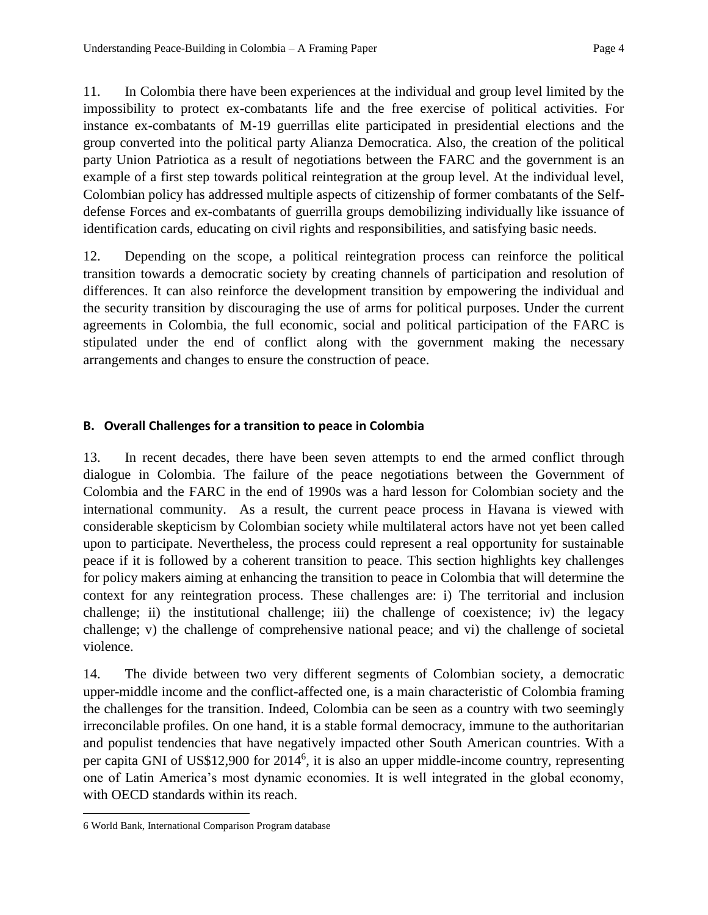11. In Colombia there have been experiences at the individual and group level limited by the impossibility to protect ex-combatants life and the free exercise of political activities. For instance ex-combatants of M-19 guerrillas elite participated in presidential elections and the group converted into the political party Alianza Democratica. Also, the creation of the political party Union Patriotica as a result of negotiations between the FARC and the government is an example of a first step towards political reintegration at the group level. At the individual level, Colombian policy has addressed multiple aspects of citizenship of former combatants of the Self-defense Forces and ex-combatants of guerrilla groups demobilizing individually like issuance of identification cards, educating on civil rights and responsibilities, and satisfying basic needs.

12. Depending on the scope, a political reintegration process can reinforce the political transition towards a democratic society by creating channels of participation and resolution of differences. It can also reinforce the development transition by empowering the individual and the security transition by discouraging the use of arms for political purposes. Under the current agreements in Colombia, the full economic, social and political participation of the FARC is stipulated under the end of conflict along with the government making the necessary arrangements and changes to ensure the construction of peace.

### B. Overall Challenges for a transition to peace in Colombia

13. In recent decades, there have been seven attempts to end the armed conflict through dialogue in Colombia. The failure of the peace negotiations between the Government of Colombia and the FARC in the end of 1990s was a hard lesson for Colombian society and the international community. As a result, the current peace process in Havana is viewed with considerable skepticism by Colombian society while multilateral actors have not yet been called upon to participate. Nevertheless, the process could represent a real opportunity for sustainable peace if it is followed by a coherent transition to peace. This section highlights key challenges for policy makers aiming at enhancing the transition to peace in Colombia that will determine the context for any reintegration process. These challenges are: i) The territorial and inclusion challenge; ii) the institutional challenge; iii) the challenge of coexistence; iv) the legacy challenge; v) the challenge of comprehensive national peace; and vi) the challenge of societal violence.

14. The divide between two very different segments of Colombian society, a democratic upper-middle income and the conflict-affected one, is a main characteristic of Colombia framing the challenges for the transition. Indeed, Colombia can be seen as a country with two seemingly irreconcilable profiles. On one hand, it is a stable formal democracy, immune to the authoritarian and populist tendencies that have negatively impacted other South American countries. With a per capita GNI of US$12,900 for 2014[6], it is also an upper middle-income country, representing one of Latin America's most dynamic economies. It is well integrated in the global economy, with OECD standards within its reach.

---

6 World Bank, International Comparison Program database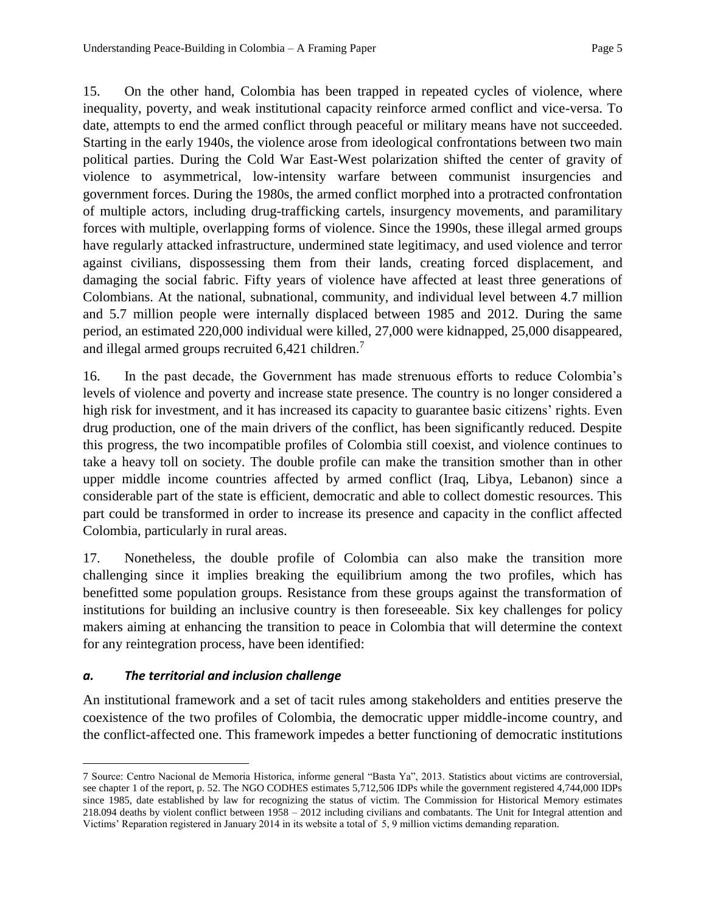15. On the other hand, Colombia has been trapped in repeated cycles of violence, where inequality, poverty, and weak institutional capacity reinforce armed conflict and vice-versa. To date, attempts to end the armed conflict through peaceful or military means have not succeeded. Starting in the early 1940s, the violence arose from ideological confrontations between two main political parties. During the Cold War East-West polarization shifted the center of gravity of violence to asymmetrical, low-intensity warfare between communist insurgencies and government forces. During the 1980s, the armed conflict morphed into a protracted confrontation of multiple actors, including drug-trafficking cartels, insurgency movements, and paramilitary forces with multiple, overlapping forms of violence. Since the 1990s, these illegal armed groups have regularly attacked infrastructure, undermined state legitimacy, and used violence and terror against civilians, dispossessing them from their lands, creating forced displacement, and damaging the social fabric. Fifty years of violence have affected at least three generations of Colombians. At the national, subnational, community, and individual level between 4.7 million and 5.7 million people were internally displaced between 1985 and 2012. During the same period, an estimated 220,000 individual were killed, 27,000 were kidnapped, 25,000 disappeared, and illegal armed groups recruited 6,421 children.[7]

16. In the past decade, the Government has made strenuous efforts to reduce Colombia's levels of violence and poverty and increase state presence. The country is no longer considered a high risk for investment, and it has increased its capacity to guarantee basic citizens' rights. Even drug production, one of the main drivers of the conflict, has been significantly reduced. Despite this progress, the two incompatible profiles of Colombia still coexist, and violence continues to take a heavy toll on society. The double profile can make the transition smother than in other upper middle income countries affected by armed conflict (Iraq, Libya, Lebanon) since a considerable part of the state is efficient, democratic and able to collect domestic resources. This part could be transformed in order to increase its presence and capacity in the conflict affected Colombia, particularly in rural areas.

17. Nonetheless, the double profile of Colombia can also make the transition more challenging since it implies breaking the equilibrium among the two profiles, which has benefitted some population groups. Resistance from these groups against the transformation of institutions for building an inclusive country is then foreseeable. Six key challenges for policy makers aiming at enhancing the transition to peace in Colombia that will determine the context for any reintegration process, have been identified:

### *a. The territorial and inclusion challenge*

An institutional framework and a set of tacit rules among stakeholders and entities preserve the coexistence of the two profiles of Colombia, the democratic upper middle-income country, and the conflict-affected one. This framework impedes a better functioning of democratic institutions

---

7 Source: Centro Nacional de Memoria Historica, informe general "Basta Ya", 2013. Statistics about victims are controversial, see chapter 1 of the report, p. 52. The NGO CODHES estimates 5,712,506 IDPs while the government registered 4,744,000 IDPs since 1985, date established by law for recognizing the status of victim. The Commission for Historical Memory estimates 218.094 deaths by violent conflict between 1958 – 2012 including civilians and combatants. The Unit for Integral attention and Victims' Reparation registered in January 2014 in its website a total of 5, 9 million victims demanding reparation.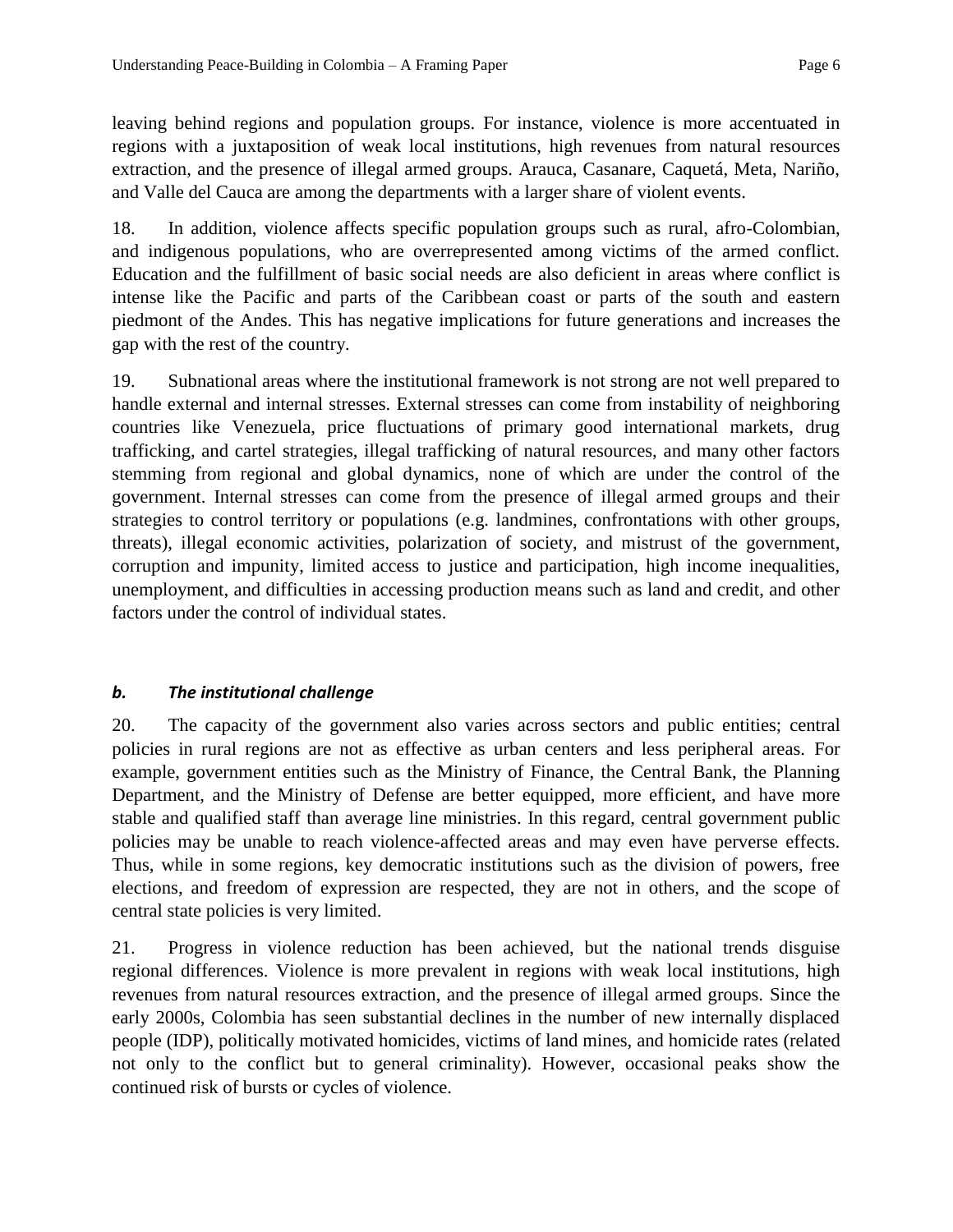leaving behind regions and population groups. For instance, violence is more accentuated in regions with a juxtaposition of weak local institutions, high revenues from natural resources extraction, and the presence of illegal armed groups. Arauca, Casanare, Caquetá, Meta, Nariño, and Valle del Cauca are among the departments with a larger share of violent events.

18. In addition, violence affects specific population groups such as rural, afro-Colombian, and indigenous populations, who are overrepresented among victims of the armed conflict. Education and the fulfillment of basic social needs are also deficient in areas where conflict is intense like the Pacific and parts of the Caribbean coast or parts of the south and eastern piedmont of the Andes. This has negative implications for future generations and increases the gap with the rest of the country.

19. Subnational areas where the institutional framework is not strong are not well prepared to handle external and internal stresses. External stresses can come from instability of neighboring countries like Venezuela, price fluctuations of primary good international markets, drug trafficking, and cartel strategies, illegal trafficking of natural resources, and many other factors stemming from regional and global dynamics, none of which are under the control of the government. Internal stresses can come from the presence of illegal armed groups and their strategies to control territory or populations (e.g. landmines, confrontations with other groups, threats), illegal economic activities, polarization of society, and mistrust of the government, corruption and impunity, limited access to justice and participation, high income inequalities, unemployment, and difficulties in accessing production means such as land and credit, and other factors under the control of individual states.

### *b. The institutional challenge*

20. The capacity of the government also varies across sectors and public entities; central policies in rural regions are not as effective as urban centers and less peripheral areas. For example, government entities such as the Ministry of Finance, the Central Bank, the Planning Department, and the Ministry of Defense are better equipped, more efficient, and have more stable and qualified staff than average line ministries. In this regard, central government public policies may be unable to reach violence-affected areas and may even have perverse effects. Thus, while in some regions, key democratic institutions such as the division of powers, free elections, and freedom of expression are respected, they are not in others, and the scope of central state policies is very limited.

21. Progress in violence reduction has been achieved, but the national trends disguise regional differences. Violence is more prevalent in regions with weak local institutions, high revenues from natural resources extraction, and the presence of illegal armed groups. Since the early 2000s, Colombia has seen substantial declines in the number of new internally displaced people (IDP), politically motivated homicides, victims of land mines, and homicide rates (related not only to the conflict but to general criminality). However, occasional peaks show the continued risk of bursts or cycles of violence.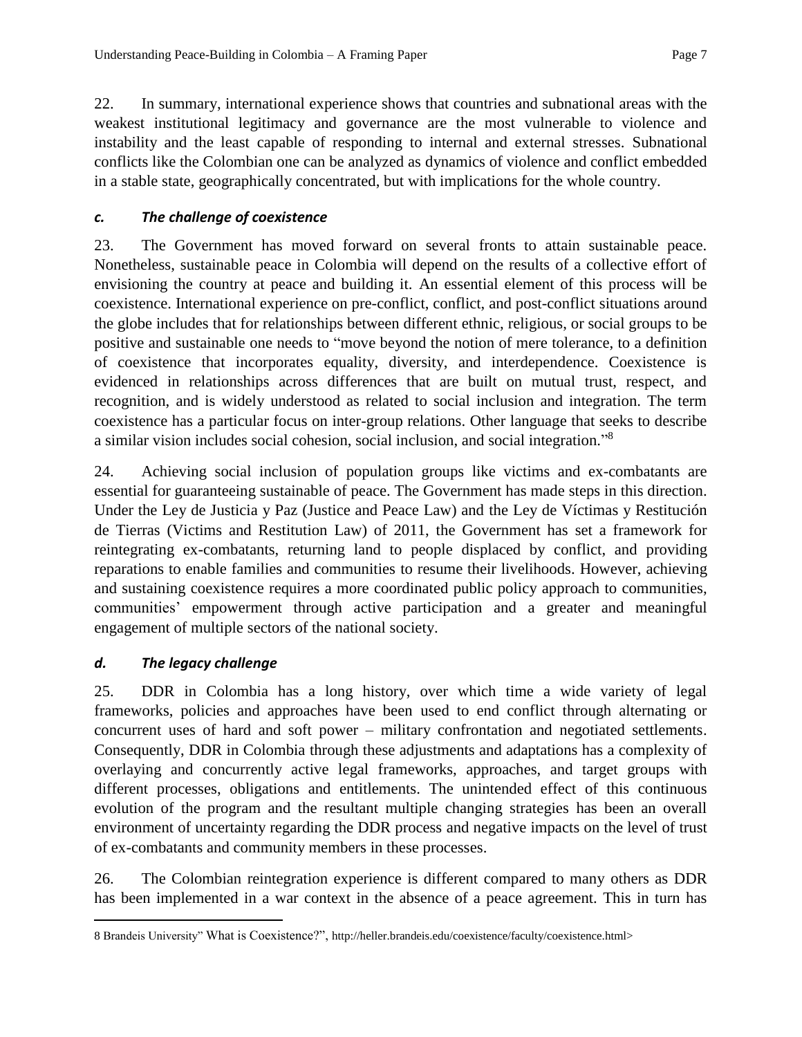22. In summary, international experience shows that countries and subnational areas with the weakest institutional legitimacy and governance are the most vulnerable to violence and instability and the least capable of responding to internal and external stresses. Subnational conflicts like the Colombian one can be analyzed as dynamics of violence and conflict embedded in a stable state, geographically concentrated, but with implications for the whole country.

### *c. The challenge of coexistence*

23. The Government has moved forward on several fronts to attain sustainable peace. Nonetheless, sustainable peace in Colombia will depend on the results of a collective effort of envisioning the country at peace and building it. An essential element of this process will be coexistence. International experience on pre-conflict, conflict, and post-conflict situations around the globe includes that for relationships between different ethnic, religious, or social groups to be positive and sustainable one needs to "move beyond the notion of mere tolerance, to a definition of coexistence that incorporates equality, diversity, and interdependence. Coexistence is evidenced in relationships across differences that are built on mutual trust, respect, and recognition, and is widely understood as related to social inclusion and integration. The term coexistence has a particular focus on inter-group relations. Other language that seeks to describe a similar vision includes social cohesion, social inclusion, and social integration."[8]

24. Achieving social inclusion of population groups like victims and ex-combatants are essential for guaranteeing sustainable of peace. The Government has made steps in this direction. Under the Ley de Justicia y Paz (Justice and Peace Law) and the Ley de Víctimas y Restitución de Tierras (Victims and Restitution Law) of 2011, the Government has set a framework for reintegrating ex-combatants, returning land to people displaced by conflict, and providing reparations to enable families and communities to resume their livelihoods. However, achieving and sustaining coexistence requires a more coordinated public policy approach to communities, communities' empowerment through active participation and a greater and meaningful engagement of multiple sectors of the national society.

### *d. The legacy challenge*

25. DDR in Colombia has a long history, over which time a wide variety of legal frameworks, policies and approaches have been used to end conflict through alternating or concurrent uses of hard and soft power – military confrontation and negotiated settlements. Consequently, DDR in Colombia through these adjustments and adaptations has a complexity of overlaying and concurrently active legal frameworks, approaches, and target groups with different processes, obligations and entitlements. The unintended effect of this continuous evolution of the program and the resultant multiple changing strategies has been an overall environment of uncertainty regarding the DDR process and negative impacts on the level of trust of ex-combatants and community members in these processes.

26. The Colombian reintegration experience is different compared to many others as DDR has been implemented in a war context in the absence of a peace agreement. This in turn has

---

8 Brandeis University" What is Coexistence?", http://heller.brandeis.edu/coexistence/faculty/coexistence.html>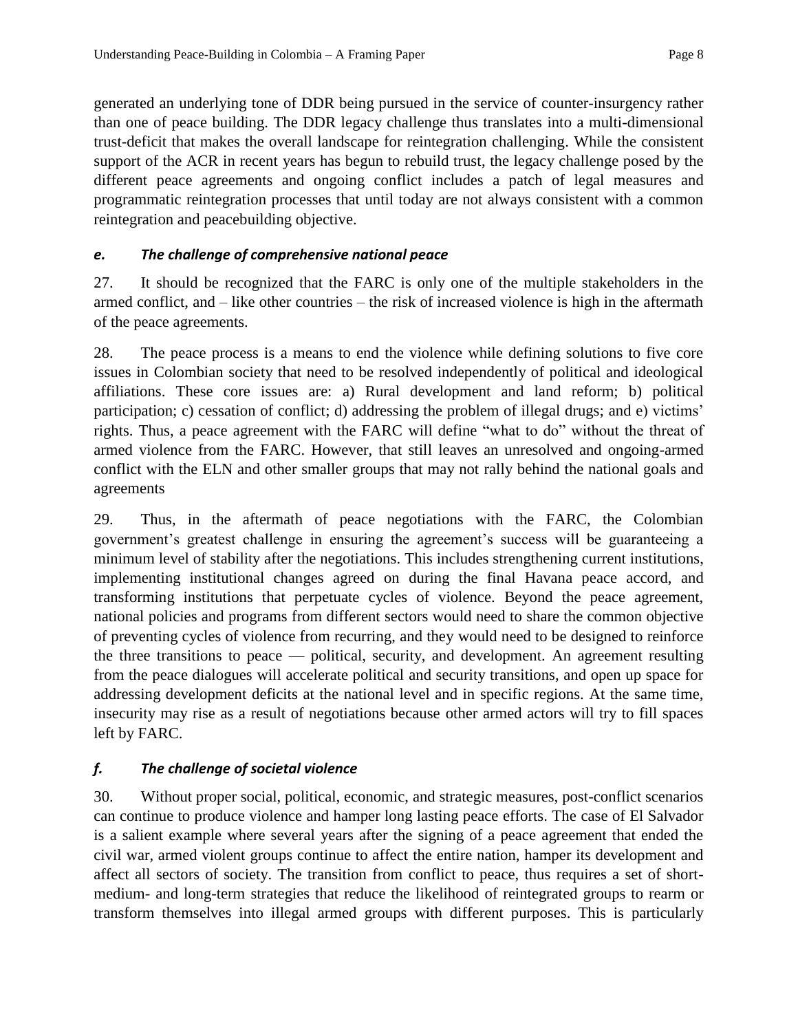generated an underlying tone of DDR being pursued in the service of counter-insurgency rather than one of peace building. The DDR legacy challenge thus translates into a multi-dimensional trust-deficit that makes the overall landscape for reintegration challenging. While the consistent support of the ACR in recent years has begun to rebuild trust, the legacy challenge posed by the different peace agreements and ongoing conflict includes a patch of legal measures and programmatic reintegration processes that until today are not always consistent with a common reintegration and peacebuilding objective.

### *e. The challenge of comprehensive national peace*

27. It should be recognized that the FARC is only one of the multiple stakeholders in the armed conflict, and – like other countries – the risk of increased violence is high in the aftermath of the peace agreements.

28. The peace process is a means to end the violence while defining solutions to five core issues in Colombian society that need to be resolved independently of political and ideological affiliations. These core issues are: a) Rural development and land reform; b) political participation; c) cessation of conflict; d) addressing the problem of illegal drugs; and e) victims' rights. Thus, a peace agreement with the FARC will define "what to do" without the threat of armed violence from the FARC. However, that still leaves an unresolved and ongoing-armed conflict with the ELN and other smaller groups that may not rally behind the national goals and agreements

29. Thus, in the aftermath of peace negotiations with the FARC, the Colombian government's greatest challenge in ensuring the agreement's success will be guaranteeing a minimum level of stability after the negotiations. This includes strengthening current institutions, implementing institutional changes agreed on during the final Havana peace accord, and transforming institutions that perpetuate cycles of violence. Beyond the peace agreement, national policies and programs from different sectors would need to share the common objective of preventing cycles of violence from recurring, and they would need to be designed to reinforce the three transitions to peace — political, security, and development. An agreement resulting from the peace dialogues will accelerate political and security transitions, and open up space for addressing development deficits at the national level and in specific regions. At the same time, insecurity may rise as a result of negotiations because other armed actors will try to fill spaces left by FARC.

### *f. The challenge of societal violence*

30. Without proper social, political, economic, and strategic measures, post-conflict scenarios can continue to produce violence and hamper long lasting peace efforts. The case of El Salvador is a salient example where several years after the signing of a peace agreement that ended the civil war, armed violent groups continue to affect the entire nation, hamper its development and affect all sectors of society. The transition from conflict to peace, thus requires a set of short-medium- and long-term strategies that reduce the likelihood of reintegrated groups to rearm or transform themselves into illegal armed groups with different purposes. This is particularly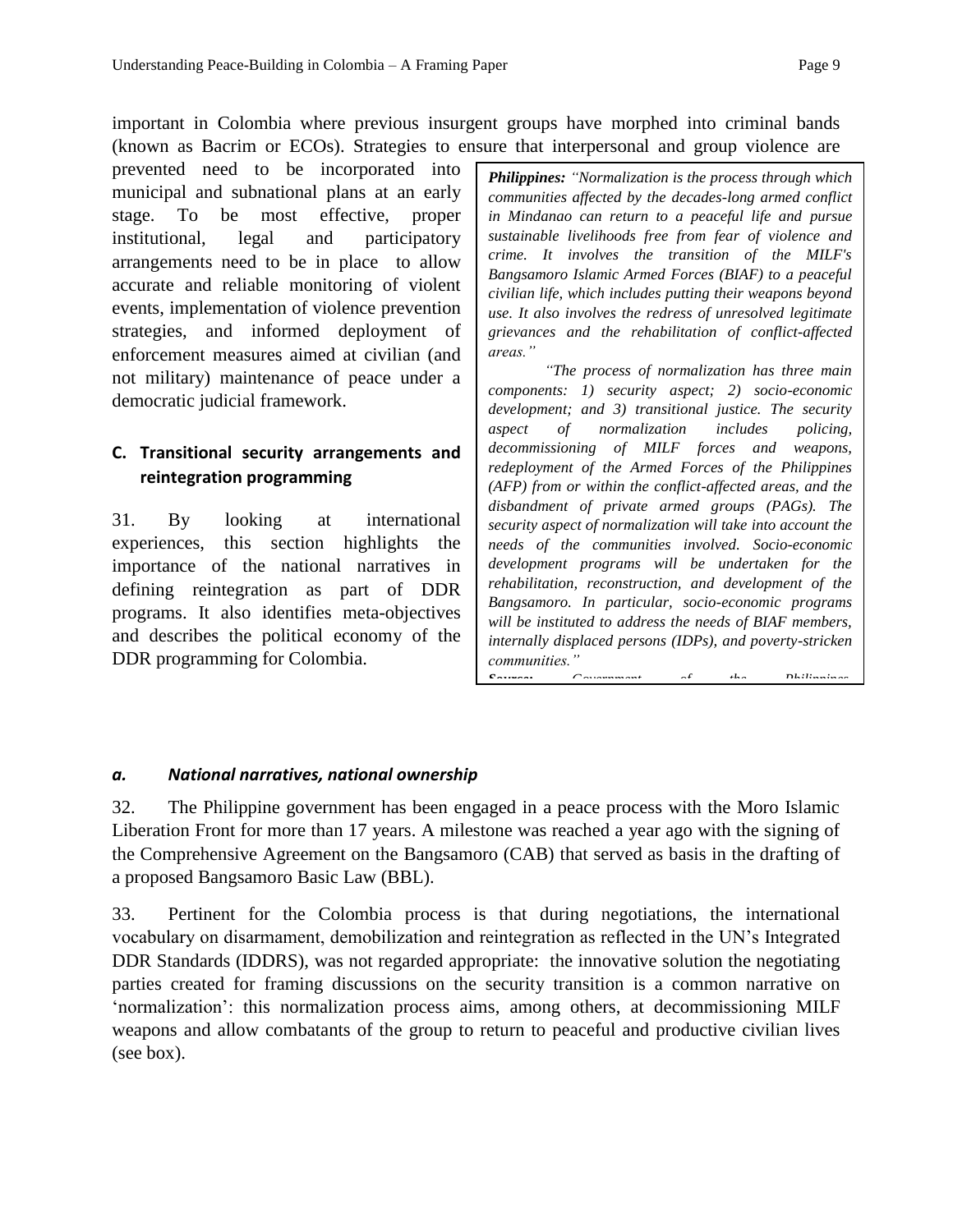important in Colombia where previous insurgent groups have morphed into criminal bands (known as Bacrim or ECOs). Strategies to ensure that interpersonal and group violence are prevented need to be incorporated into municipal and subnational plans at an early stage. To be most effective, proper institutional, legal and participatory arrangements need to be in place to allow accurate and reliable monitoring of violent events, implementation of violence prevention strategies, and informed deployment of enforcement measures aimed at civilian (and not military) maintenance of peace under a democratic judicial framework.

### C. Transitional security arrangements and reintegration programming

31. By looking at international experiences, this section highlights the importance of the national narratives in defining reintegration as part of DDR programs. It also identifies meta-objectives and describes the political economy of the DDR programming for Colombia.

> ***Philippines:*** *"Normalization is the process through which communities affected by the decades-long armed conflict in Mindanao can return to a peaceful life and pursue sustainable livelihoods free from fear of violence and crime. It involves the transition of the MILF's Bangsamoro Islamic Armed Forces (BIAF) to a peaceful civilian life, which includes putting their weapons beyond use. It also involves the redress of unresolved legitimate grievances and the rehabilitation of conflict-affected areas."*
>
> *"The process of normalization has three main components: 1) security aspect; 2) socio-economic development; and 3) transitional justice. The security aspect of normalization includes policing, decommissioning of MILF forces and weapons, redeployment of the Armed Forces of the Philippines (AFP) from or within the conflict-affected areas, and the disbandment of private armed groups (PAGs). The security aspect of normalization will take into account the needs of the communities involved. Socio-economic development programs will be undertaken for the rehabilitation, reconstruction, and development of the Bangsamoro. In particular, socio-economic programs will be instituted to address the needs of BIAF members, internally displaced persons (IDPs), and poverty-stricken communities."*
>
> ***Source:*** *Government of the Philippines*

#### *a. National narratives, national ownership*

32. The Philippine government has been engaged in a peace process with the Moro Islamic Liberation Front for more than 17 years. A milestone was reached a year ago with the signing of the Comprehensive Agreement on the Bangsamoro (CAB) that served as basis in the drafting of a proposed Bangsamoro Basic Law (BBL).

33. Pertinent for the Colombia process is that during negotiations, the international vocabulary on disarmament, demobilization and reintegration as reflected in the UN's Integrated DDR Standards (IDDRS), was not regarded appropriate: the innovative solution the negotiating parties created for framing discussions on the security transition is a common narrative on 'normalization': this normalization process aims, among others, at decommissioning MILF weapons and allow combatants of the group to return to peaceful and productive civilian lives (see box).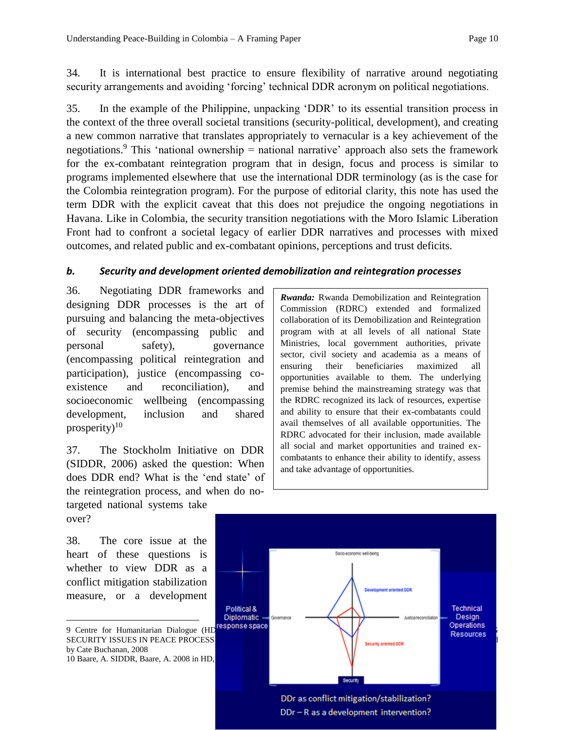34. It is international best practice to ensure flexibility of narrative around negotiating security arrangements and avoiding 'forcing' technical DDR acronym on political negotiations.

35. In the example of the Philippine, unpacking 'DDR' to its essential transition process in the context of the three overall societal transitions (security-political, development), and creating a new common narrative that translates appropriately to vernacular is a key achievement of the negotiations.[9] This 'national ownership = national narrative' approach also sets the framework for the ex-combatant reintegration program that in design, focus and process is similar to programs implemented elsewhere that use the international DDR terminology (as is the case for the Colombia reintegration program). For the purpose of editorial clarity, this note has used the term DDR with the explicit caveat that this does not prejudice the ongoing negotiations in Havana. Like in Colombia, the security transition negotiations with the Moro Islamic Liberation Front had to confront a societal legacy of earlier DDR narratives and processes with mixed outcomes, and related public and ex-combatant opinions, perceptions and trust deficits.

### *b. Security and development oriented demobilization and reintegration processes*

36. Negotiating DDR frameworks and designing DDR processes is the art of pursuing and balancing the meta-objectives of security (encompassing public and personal safety), governance (encompassing political reintegration and participation), justice (encompassing co-existence and reconciliation), and socioeconomic wellbeing (encompassing development, inclusion and shared prosperity)[10]

> ***Rwanda:*** Rwanda Demobilization and Reintegration Commission (RDRC) extended and formalized collaboration of its Demobilization and Reintegration program with at all levels of all national State Ministries, local government authorities, private sector, civil society and academia as a means of ensuring their beneficiaries maximized all opportunities available to them. The underlying premise behind the mainstreaming strategy was that the RDRC recognized its lack of resources, expertise and ability to ensure that their ex-combatants could avail themselves of all available opportunities. The RDRC advocated for their inclusion, made available all social and market opportunities and trained ex-combatants to enhance their ability to identify, assess and take advantage of opportunities.

37. The Stockholm Initiative on DDR (SIDDR, 2006) asked the question: When does DDR end? What is the 'end state' of the reintegration process, and when do no-targeted national systems take over?

38. The core issue at the heart of these questions is whether to view DDR as a conflict mitigation stabilization measure, or a development

Socio-economic well-being
Development oriented DDR
Political & Diplomatic response space
Governance
Justice/reconciliation
Technical Design Operations Resources
Security oriented DDR
Security
DDr as conflict mitigation/stabilization?
DDr – R as a development intervention?

---

9 Centre for Humanitarian Dialogue (HD SECURITY ISSUES IN PEACE PROCESS by Cate Buchanan, 2008

10 Baare, A. SIDDR, Baare, A. 2008 in HD,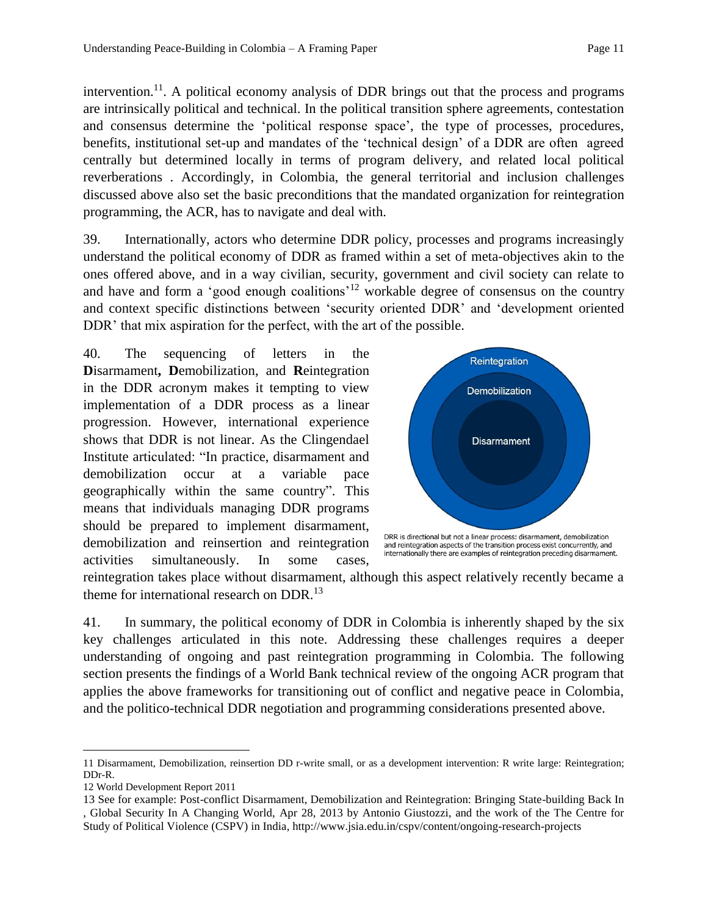intervention.[11]. A political economy analysis of DDR brings out that the process and programs are intrinsically political and technical. In the political transition sphere agreements, contestation and consensus determine the 'political response space', the type of processes, procedures, benefits, institutional set-up and mandates of the 'technical design' of a DDR are often agreed centrally but determined locally in terms of program delivery, and related local political reverberations . Accordingly, in Colombia, the general territorial and inclusion challenges discussed above also set the basic preconditions that the mandated organization for reintegration programming, the ACR, has to navigate and deal with.

39. Internationally, actors who determine DDR policy, processes and programs increasingly understand the political economy of DDR as framed within a set of meta-objectives akin to the ones offered above, and in a way civilian, security, government and civil society can relate to and have and form a 'good enough coalitions'[12] workable degree of consensus on the country and context specific distinctions between 'security oriented DDR' and 'development oriented DDR' that mix aspiration for the perfect, with the art of the possible.

40. The sequencing of letters in the **D**isarmament**, D**emobilization, and **R**eintegration in the DDR acronym makes it tempting to view implementation of a DDR process as a linear progression. However, international experience shows that DDR is not linear. As the Clingendael Institute articulated: "In practice, disarmament and demobilization occur at a variable pace geographically within the same country". This means that individuals managing DDR programs should be prepared to implement disarmament, demobilization and reinsertion and reintegration activities simultaneously. In some cases, reintegration takes place without disarmament, although this aspect relatively recently became a theme for international research on DDR.[13]

Reintegration

Demobilization

Disarmament

DRR is directional but not a linear process: disarmament, demobilization and reintegration aspects of the transition process exist concurrently, and internationally there are examples of reintegration preceding disarmament.

41. In summary, the political economy of DDR in Colombia is inherently shaped by the six key challenges articulated in this note. Addressing these challenges requires a deeper understanding of ongoing and past reintegration programming in Colombia. The following section presents the findings of a World Bank technical review of the ongoing ACR program that applies the above frameworks for transitioning out of conflict and negative peace in Colombia, and the politico-technical DDR negotiation and programming considerations presented above.

---

11 Disarmament, Demobilization, reinsertion DD r-write small, or as a development intervention: R write large: Reintegration; DDr-R.

12 World Development Report 2011

13 See for example: Post-conflict Disarmament, Demobilization and Reintegration: Bringing State-building Back In , Global Security In A Changing World, Apr 28, 2013 by Antonio Giustozzi, and the work of the The Centre for Study of Political Violence (CSPV) in India, http://www.jsia.edu.in/cspv/content/ongoing-research-projects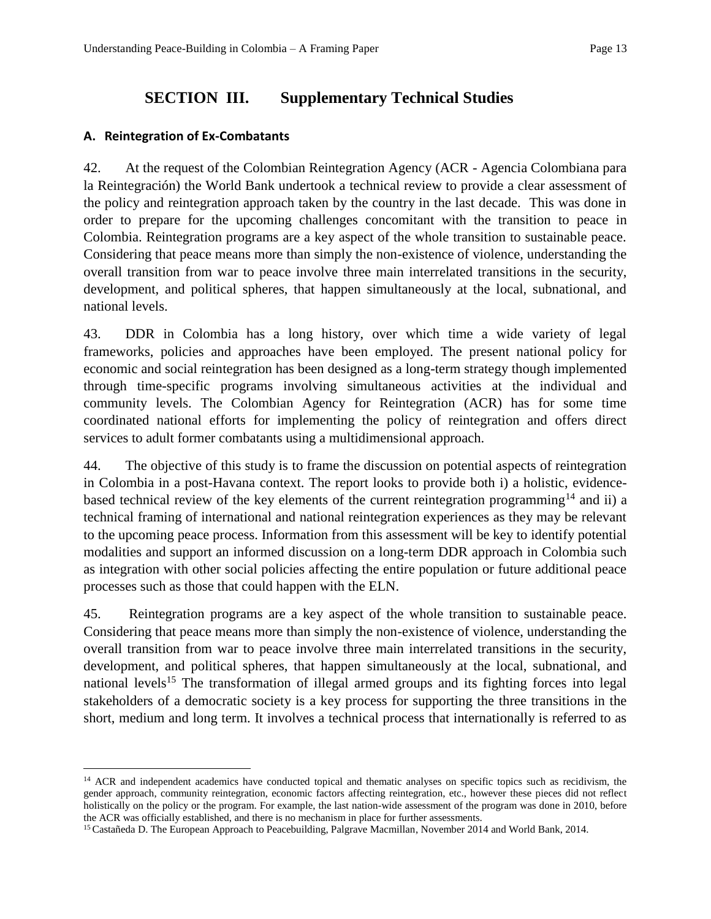# SECTION III. Supplementary Technical Studies

## A. Reintegration of Ex-Combatants

42. At the request of the Colombian Reintegration Agency (ACR - Agencia Colombiana para la Reintegración) the World Bank undertook a technical review to provide a clear assessment of the policy and reintegration approach taken by the country in the last decade. This was done in order to prepare for the upcoming challenges concomitant with the transition to peace in Colombia. Reintegration programs are a key aspect of the whole transition to sustainable peace. Considering that peace means more than simply the non-existence of violence, understanding the overall transition from war to peace involve three main interrelated transitions in the security, development, and political spheres, that happen simultaneously at the local, subnational, and national levels.

43. DDR in Colombia has a long history, over which time a wide variety of legal frameworks, policies and approaches have been employed. The present national policy for economic and social reintegration has been designed as a long-term strategy though implemented through time-specific programs involving simultaneous activities at the individual and community levels. The Colombian Agency for Reintegration (ACR) has for some time coordinated national efforts for implementing the policy of reintegration and offers direct services to adult former combatants using a multidimensional approach.

44. The objective of this study is to frame the discussion on potential aspects of reintegration in Colombia in a post-Havana context. The report looks to provide both i) a holistic, evidence-based technical review of the key elements of the current reintegration programming[14] and ii) a technical framing of international and national reintegration experiences as they may be relevant to the upcoming peace process. Information from this assessment will be key to identify potential modalities and support an informed discussion on a long-term DDR approach in Colombia such as integration with other social policies affecting the entire population or future additional peace processes such as those that could happen with the ELN.

45. Reintegration programs are a key aspect of the whole transition to sustainable peace. Considering that peace means more than simply the non-existence of violence, understanding the overall transition from war to peace involve three main interrelated transitions in the security, development, and political spheres, that happen simultaneously at the local, subnational, and national levels[15] The transformation of illegal armed groups and its fighting forces into legal stakeholders of a democratic society is a key process for supporting the three transitions in the short, medium and long term. It involves a technical process that internationally is referred to as

---

[14] ACR and independent academics have conducted topical and thematic analyses on specific topics such as recidivism, the gender approach, community reintegration, economic factors affecting reintegration, etc., however these pieces did not reflect holistically on the policy or the program. For example, the last nation-wide assessment of the program was done in 2010, before the ACR was officially established, and there is no mechanism in place for further assessments.

[15] Castañeda D. The European Approach to Peacebuilding, Palgrave Macmillan, November 2014 and World Bank, 2014.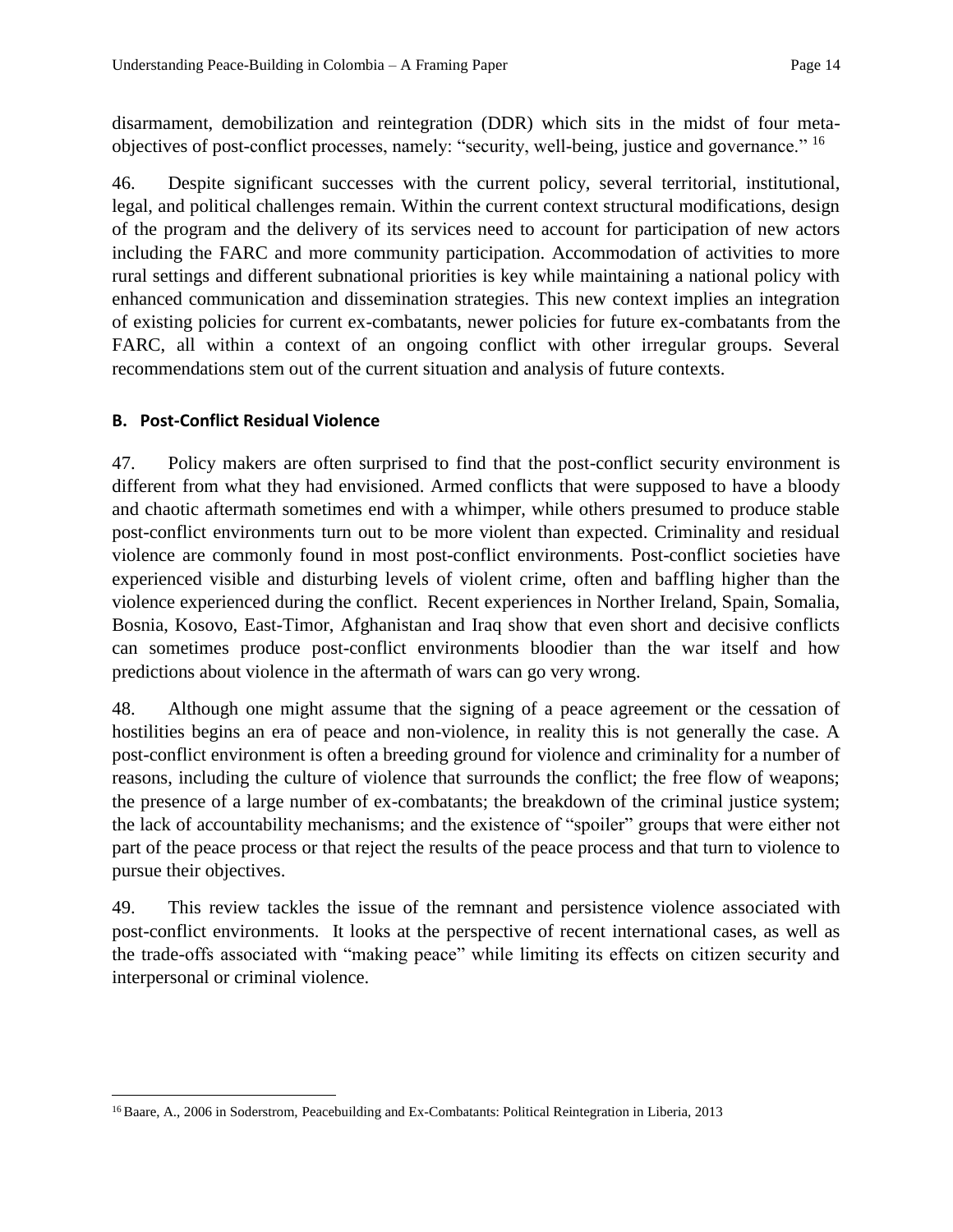disarmament, demobilization and reintegration (DDR) which sits in the midst of four meta-objectives of post-conflict processes, namely: "security, well-being, justice and governance." [16]

46. Despite significant successes with the current policy, several territorial, institutional, legal, and political challenges remain. Within the current context structural modifications, design of the program and the delivery of its services need to account for participation of new actors including the FARC and more community participation. Accommodation of activities to more rural settings and different subnational priorities is key while maintaining a national policy with enhanced communication and dissemination strategies. This new context implies an integration of existing policies for current ex-combatants, newer policies for future ex-combatants from the FARC, all within a context of an ongoing conflict with other irregular groups. Several recommendations stem out of the current situation and analysis of future contexts.

### B. Post-Conflict Residual Violence

47. Policy makers are often surprised to find that the post-conflict security environment is different from what they had envisioned. Armed conflicts that were supposed to have a bloody and chaotic aftermath sometimes end with a whimper, while others presumed to produce stable post-conflict environments turn out to be more violent than expected. Criminality and residual violence are commonly found in most post-conflict environments. Post-conflict societies have experienced visible and disturbing levels of violent crime, often and baffling higher than the violence experienced during the conflict. Recent experiences in Norther Ireland, Spain, Somalia, Bosnia, Kosovo, East-Timor, Afghanistan and Iraq show that even short and decisive conflicts can sometimes produce post-conflict environments bloodier than the war itself and how predictions about violence in the aftermath of wars can go very wrong.

48. Although one might assume that the signing of a peace agreement or the cessation of hostilities begins an era of peace and non-violence, in reality this is not generally the case. A post-conflict environment is often a breeding ground for violence and criminality for a number of reasons, including the culture of violence that surrounds the conflict; the free flow of weapons; the presence of a large number of ex-combatants; the breakdown of the criminal justice system; the lack of accountability mechanisms; and the existence of "spoiler" groups that were either not part of the peace process or that reject the results of the peace process and that turn to violence to pursue their objectives.

49. This review tackles the issue of the remnant and persistence violence associated with post-conflict environments. It looks at the perspective of recent international cases, as well as the trade-offs associated with "making peace" while limiting its effects on citizen security and interpersonal or criminal violence.

---

[16] Baare, A., 2006 in Soderstrom, Peacebuilding and Ex-Combatants: Political Reintegration in Liberia, 2013